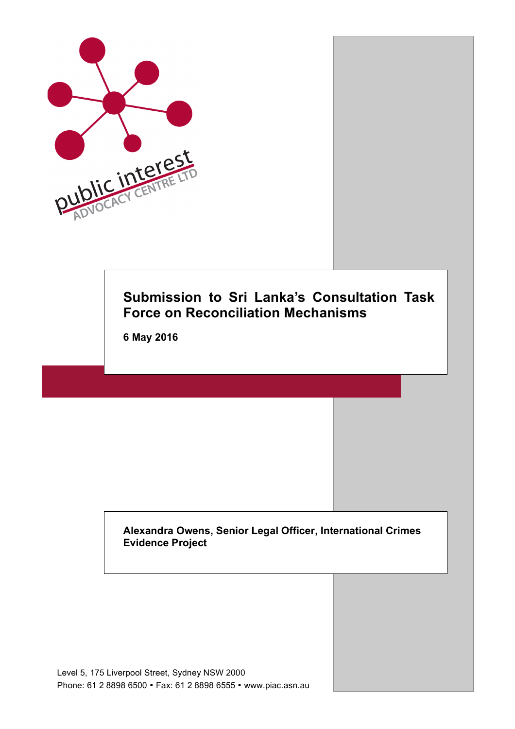public interest ADVOCACY CENTRE LTD

# Submission to Sri Lanka's Consultation Task Force on Reconciliation Mechanisms

**6 May 2016**

**Alexandra Owens, Senior Legal Officer, International Crimes Evidence Project**

Level 5, 175 Liverpool Street, Sydney NSW 2000
Phone: 61 2 8898 6500 • Fax: 61 2 8898 6555 • www.piac.asn.au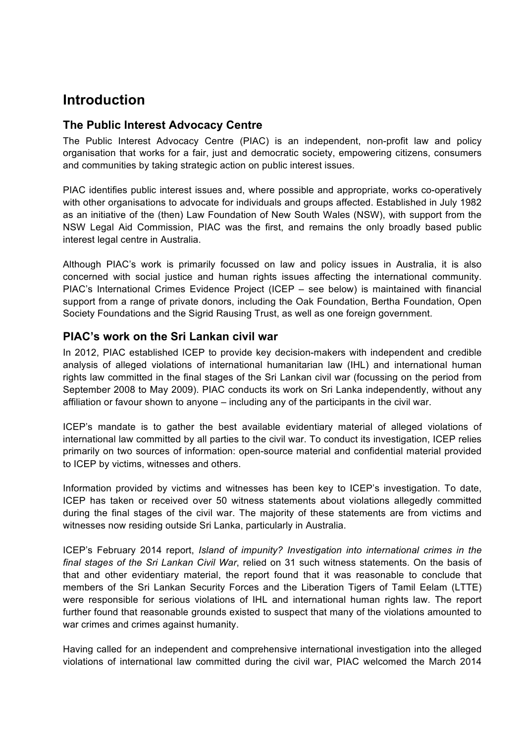# Introduction

## The Public Interest Advocacy Centre

The Public Interest Advocacy Centre (PIAC) is an independent, non-profit law and policy organisation that works for a fair, just and democratic society, empowering citizens, consumers and communities by taking strategic action on public interest issues.

PIAC identifies public interest issues and, where possible and appropriate, works co-operatively with other organisations to advocate for individuals and groups affected. Established in July 1982 as an initiative of the (then) Law Foundation of New South Wales (NSW), with support from the NSW Legal Aid Commission, PIAC was the first, and remains the only broadly based public interest legal centre in Australia.

Although PIAC's work is primarily focussed on law and policy issues in Australia, it is also concerned with social justice and human rights issues affecting the international community. PIAC's International Crimes Evidence Project (ICEP – see below) is maintained with financial support from a range of private donors, including the Oak Foundation, Bertha Foundation, Open Society Foundations and the Sigrid Rausing Trust, as well as one foreign government.

## PIAC's work on the Sri Lankan civil war

In 2012, PIAC established ICEP to provide key decision-makers with independent and credible analysis of alleged violations of international humanitarian law (IHL) and international human rights law committed in the final stages of the Sri Lankan civil war (focussing on the period from September 2008 to May 2009). PIAC conducts its work on Sri Lanka independently, without any affiliation or favour shown to anyone – including any of the participants in the civil war.

ICEP's mandate is to gather the best available evidentiary material of alleged violations of international law committed by all parties to the civil war. To conduct its investigation, ICEP relies primarily on two sources of information: open-source material and confidential material provided to ICEP by victims, witnesses and others.

Information provided by victims and witnesses has been key to ICEP's investigation. To date, ICEP has taken or received over 50 witness statements about violations allegedly committed during the final stages of the civil war. The majority of these statements are from victims and witnesses now residing outside Sri Lanka, particularly in Australia.

ICEP's February 2014 report, *Island of impunity? Investigation into international crimes in the final stages of the Sri Lankan Civil War*, relied on 31 such witness statements. On the basis of that and other evidentiary material, the report found that it was reasonable to conclude that members of the Sri Lankan Security Forces and the Liberation Tigers of Tamil Eelam (LTTE) were responsible for serious violations of IHL and international human rights law. The report further found that reasonable grounds existed to suspect that many of the violations amounted to war crimes and crimes against humanity.

Having called for an independent and comprehensive international investigation into the alleged violations of international law committed during the civil war, PIAC welcomed the March 2014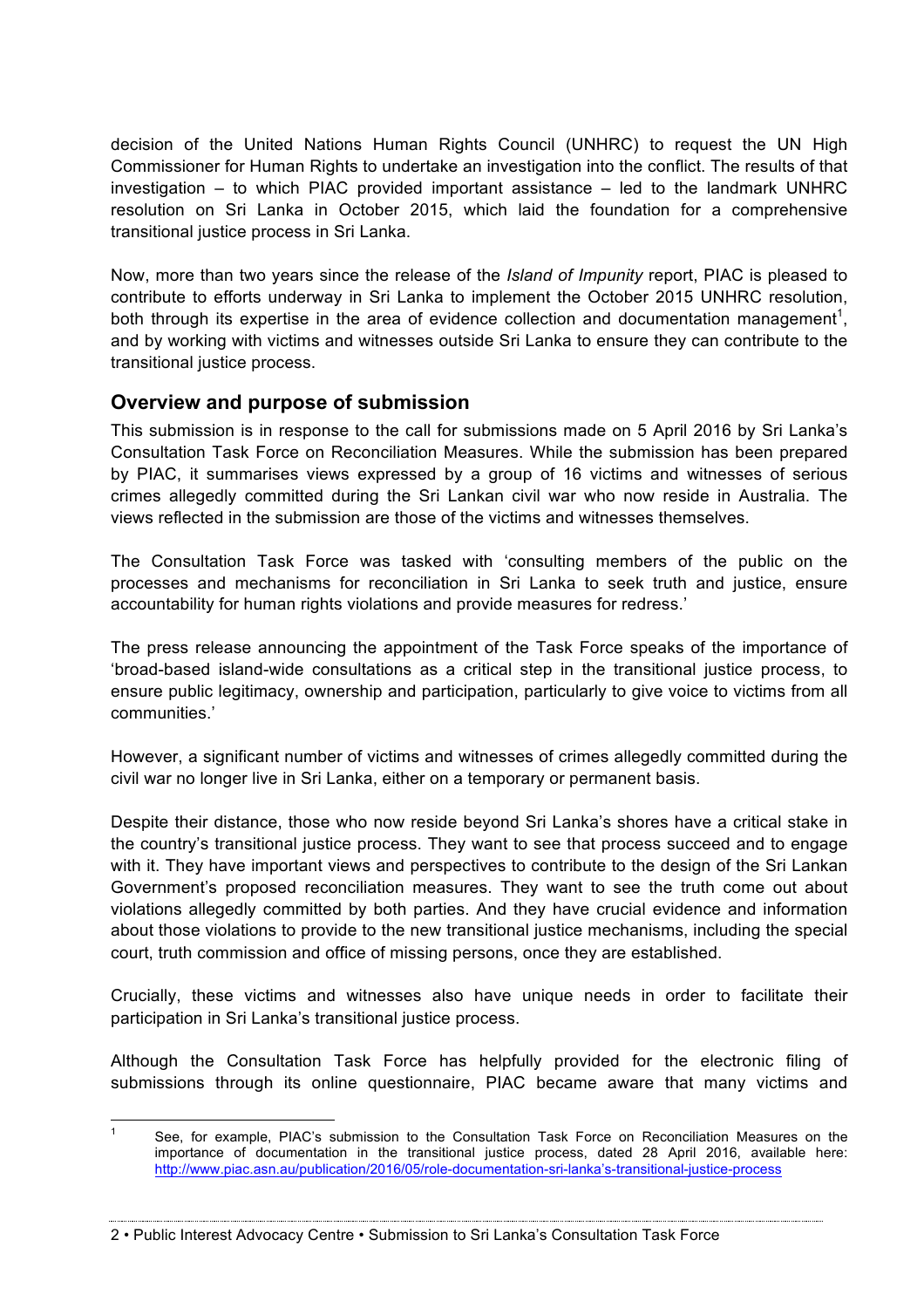decision of the United Nations Human Rights Council (UNHRC) to request the UN High Commissioner for Human Rights to undertake an investigation into the conflict. The results of that investigation – to which PIAC provided important assistance – led to the landmark UNHRC resolution on Sri Lanka in October 2015, which laid the foundation for a comprehensive transitional justice process in Sri Lanka.

Now, more than two years since the release of the *Island of Impunity* report, PIAC is pleased to contribute to efforts underway in Sri Lanka to implement the October 2015 UNHRC resolution, both through its expertise in the area of evidence collection and documentation management[1], and by working with victims and witnesses outside Sri Lanka to ensure they can contribute to the transitional justice process.

## Overview and purpose of submission

This submission is in response to the call for submissions made on 5 April 2016 by Sri Lanka's Consultation Task Force on Reconciliation Measures. While the submission has been prepared by PIAC, it summarises views expressed by a group of 16 victims and witnesses of serious crimes allegedly committed during the Sri Lankan civil war who now reside in Australia. The views reflected in the submission are those of the victims and witnesses themselves.

The Consultation Task Force was tasked with 'consulting members of the public on the processes and mechanisms for reconciliation in Sri Lanka to seek truth and justice, ensure accountability for human rights violations and provide measures for redress.'

The press release announcing the appointment of the Task Force speaks of the importance of 'broad-based island-wide consultations as a critical step in the transitional justice process, to ensure public legitimacy, ownership and participation, particularly to give voice to victims from all communities.'

However, a significant number of victims and witnesses of crimes allegedly committed during the civil war no longer live in Sri Lanka, either on a temporary or permanent basis.

Despite their distance, those who now reside beyond Sri Lanka's shores have a critical stake in the country's transitional justice process. They want to see that process succeed and to engage with it. They have important views and perspectives to contribute to the design of the Sri Lankan Government's proposed reconciliation measures. They want to see the truth come out about violations allegedly committed by both parties. And they have crucial evidence and information about those violations to provide to the new transitional justice mechanisms, including the special court, truth commission and office of missing persons, once they are established.

Crucially, these victims and witnesses also have unique needs in order to facilitate their participation in Sri Lanka's transitional justice process.

Although the Consultation Task Force has helpfully provided for the electronic filing of submissions through its online questionnaire, PIAC became aware that many victims and

[1] See, for example, PIAC's submission to the Consultation Task Force on Reconciliation Measures on the importance of documentation in the transitional justice process, dated 28 April 2016, available here: http://www.piac.asn.au/publication/2016/05/role-documentation-sri-lanka's-transitional-justice-process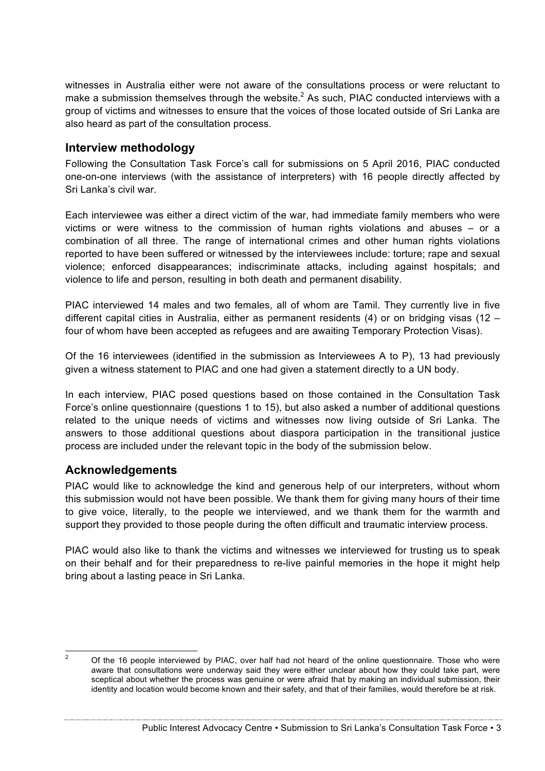witnesses in Australia either were not aware of the consultations process or were reluctant to make a submission themselves through the website.[2] As such, PIAC conducted interviews with a group of victims and witnesses to ensure that the voices of those located outside of Sri Lanka are also heard as part of the consultation process.

## Interview methodology

Following the Consultation Task Force's call for submissions on 5 April 2016, PIAC conducted one-on-one interviews (with the assistance of interpreters) with 16 people directly affected by Sri Lanka's civil war.

Each interviewee was either a direct victim of the war, had immediate family members who were victims or were witness to the commission of human rights violations and abuses – or a combination of all three. The range of international crimes and other human rights violations reported to have been suffered or witnessed by the interviewees include: torture; rape and sexual violence; enforced disappearances; indiscriminate attacks, including against hospitals; and violence to life and person, resulting in both death and permanent disability.

PIAC interviewed 14 males and two females, all of whom are Tamil. They currently live in five different capital cities in Australia, either as permanent residents (4) or on bridging visas (12 – four of whom have been accepted as refugees and are awaiting Temporary Protection Visas).

Of the 16 interviewees (identified in the submission as Interviewees A to P), 13 had previously given a witness statement to PIAC and one had given a statement directly to a UN body.

In each interview, PIAC posed questions based on those contained in the Consultation Task Force's online questionnaire (questions 1 to 15), but also asked a number of additional questions related to the unique needs of victims and witnesses now living outside of Sri Lanka. The answers to those additional questions about diaspora participation in the transitional justice process are included under the relevant topic in the body of the submission below.

## Acknowledgements

PIAC would like to acknowledge the kind and generous help of our interpreters, without whom this submission would not have been possible. We thank them for giving many hours of their time to give voice, literally, to the people we interviewed, and we thank them for the warmth and support they provided to those people during the often difficult and traumatic interview process.

PIAC would also like to thank the victims and witnesses we interviewed for trusting us to speak on their behalf and for their preparedness to re-live painful memories in the hope it might help bring about a lasting peace in Sri Lanka.

---

[2] Of the 16 people interviewed by PIAC, over half had not heard of the online questionnaire. Those who were aware that consultations were underway said they were either unclear about how they could take part, were sceptical about whether the process was genuine or were afraid that by making an individual submission, their identity and location would become known and their safety, and that of their families, would therefore be at risk.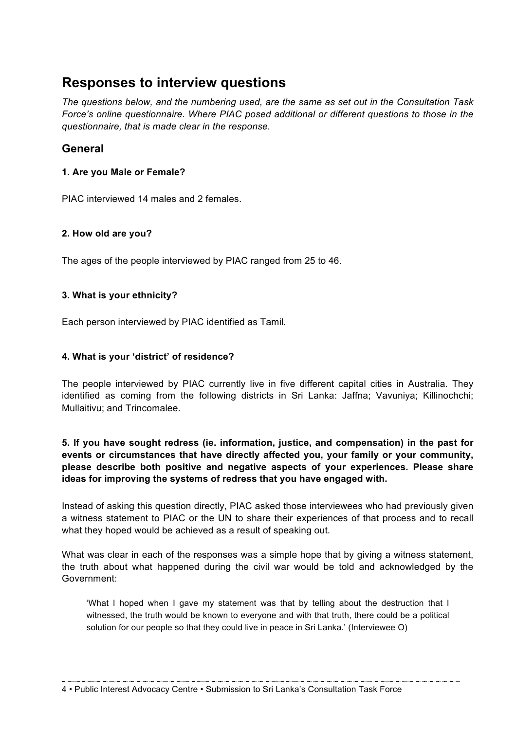## Responses to interview questions

*The questions below, and the numbering used, are the same as set out in the Consultation Task Force's online questionnaire. Where PIAC posed additional or different questions to those in the questionnaire, that is made clear in the response.*

### General

**1. Are you Male or Female?**

PIAC interviewed 14 males and 2 females.

**2. How old are you?**

The ages of the people interviewed by PIAC ranged from 25 to 46.

**3. What is your ethnicity?**

Each person interviewed by PIAC identified as Tamil.

**4. What is your 'district' of residence?**

The people interviewed by PIAC currently live in five different capital cities in Australia. They identified as coming from the following districts in Sri Lanka: Jaffna; Vavuniya; Killinochchi; Mullaitivu; and Trincomalee.

**5. If you have sought redress (ie. information, justice, and compensation) in the past for events or circumstances that have directly affected you, your family or your community, please describe both positive and negative aspects of your experiences. Please share ideas for improving the systems of redress that you have engaged with.**

Instead of asking this question directly, PIAC asked those interviewees who had previously given a witness statement to PIAC or the UN to share their experiences of that process and to recall what they hoped would be achieved as a result of speaking out.

What was clear in each of the responses was a simple hope that by giving a witness statement, the truth about what happened during the civil war would be told and acknowledged by the Government:

> 'What I hoped when I gave my statement was that by telling about the destruction that I witnessed, the truth would be known to everyone and with that truth, there could be a political solution for our people so that they could live in peace in Sri Lanka.' (Interviewee O)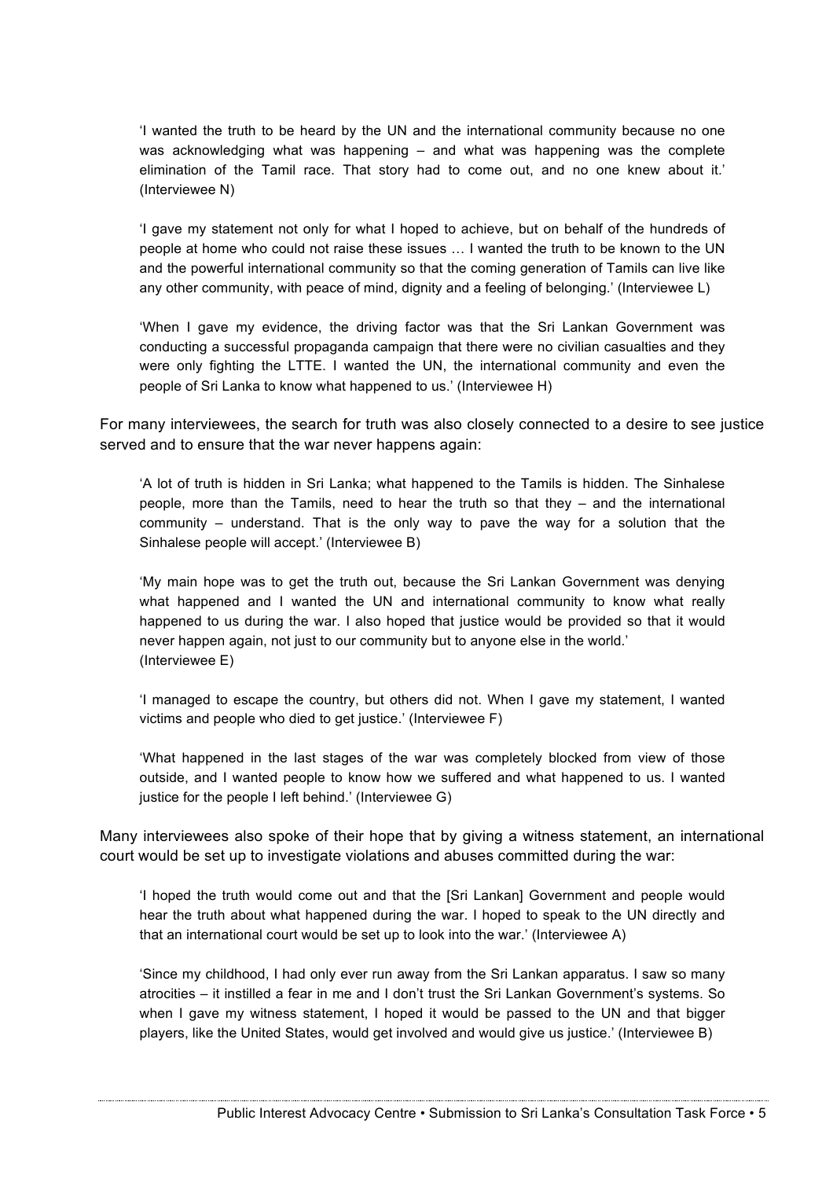> 'I wanted the truth to be heard by the UN and the international community because no one was acknowledging what was happening – and what was happening was the complete elimination of the Tamil race. That story had to come out, and no one knew about it.' (Interviewee N)

> 'I gave my statement not only for what I hoped to achieve, but on behalf of the hundreds of people at home who could not raise these issues … I wanted the truth to be known to the UN and the powerful international community so that the coming generation of Tamils can live like any other community, with peace of mind, dignity and a feeling of belonging.' (Interviewee L)

> 'When I gave my evidence, the driving factor was that the Sri Lankan Government was conducting a successful propaganda campaign that there were no civilian casualties and they were only fighting the LTTE. I wanted the UN, the international community and even the people of Sri Lanka to know what happened to us.' (Interviewee H)

For many interviewees, the search for truth was also closely connected to a desire to see justice served and to ensure that the war never happens again:

> 'A lot of truth is hidden in Sri Lanka; what happened to the Tamils is hidden. The Sinhalese people, more than the Tamils, need to hear the truth so that they – and the international community – understand. That is the only way to pave the way for a solution that the Sinhalese people will accept.' (Interviewee B)

> 'My main hope was to get the truth out, because the Sri Lankan Government was denying what happened and I wanted the UN and international community to know what really happened to us during the war. I also hoped that justice would be provided so that it would never happen again, not just to our community but to anyone else in the world.' (Interviewee E)

> 'I managed to escape the country, but others did not. When I gave my statement, I wanted victims and people who died to get justice.' (Interviewee F)

> 'What happened in the last stages of the war was completely blocked from view of those outside, and I wanted people to know how we suffered and what happened to us. I wanted justice for the people I left behind.' (Interviewee G)

Many interviewees also spoke of their hope that by giving a witness statement, an international court would be set up to investigate violations and abuses committed during the war:

> 'I hoped the truth would come out and that the [Sri Lankan] Government and people would hear the truth about what happened during the war. I hoped to speak to the UN directly and that an international court would be set up to look into the war.' (Interviewee A)

> 'Since my childhood, I had only ever run away from the Sri Lankan apparatus. I saw so many atrocities – it instilled a fear in me and I don't trust the Sri Lankan Government's systems. So when I gave my witness statement, I hoped it would be passed to the UN and that bigger players, like the United States, would get involved and would give us justice.' (Interviewee B)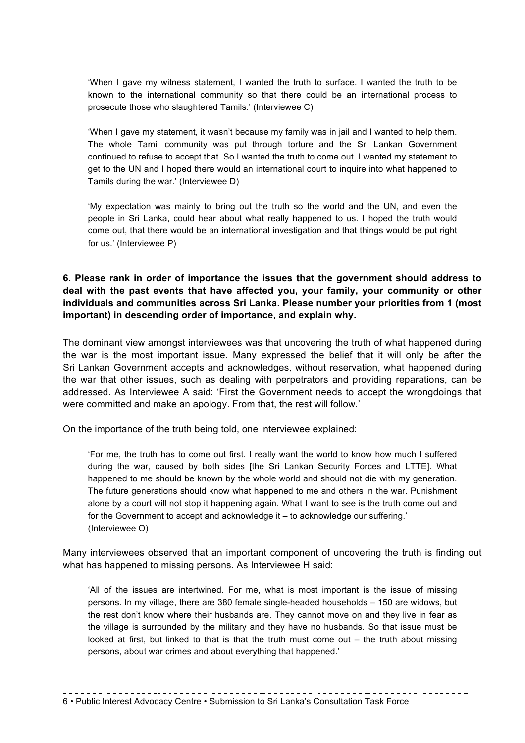> 'When I gave my witness statement, I wanted the truth to surface. I wanted the truth to be known to the international community so that there could be an international process to prosecute those who slaughtered Tamils.' (Interviewee C)

> 'When I gave my statement, it wasn't because my family was in jail and I wanted to help them. The whole Tamil community was put through torture and the Sri Lankan Government continued to refuse to accept that. So I wanted the truth to come out. I wanted my statement to get to the UN and I hoped there would an international court to inquire into what happened to Tamils during the war.' (Interviewee D)

> 'My expectation was mainly to bring out the truth so the world and the UN, and even the people in Sri Lanka, could hear about what really happened to us. I hoped the truth would come out, that there would be an international investigation and that things would be put right for us.' (Interviewee P)

**6. Please rank in order of importance the issues that the government should address to deal with the past events that have affected you, your family, your community or other individuals and communities across Sri Lanka. Please number your priorities from 1 (most important) in descending order of importance, and explain why.**

The dominant view amongst interviewees was that uncovering the truth of what happened during the war is the most important issue. Many expressed the belief that it will only be after the Sri Lankan Government accepts and acknowledges, without reservation, what happened during the war that other issues, such as dealing with perpetrators and providing reparations, can be addressed. As Interviewee A said: 'First the Government needs to accept the wrongdoings that were committed and make an apology. From that, the rest will follow.'

On the importance of the truth being told, one interviewee explained:

> 'For me, the truth has to come out first. I really want the world to know how much I suffered during the war, caused by both sides [the Sri Lankan Security Forces and LTTE]. What happened to me should be known by the whole world and should not die with my generation. The future generations should know what happened to me and others in the war. Punishment alone by a court will not stop it happening again. What I want to see is the truth come out and for the Government to accept and acknowledge it – to acknowledge our suffering.' (Interviewee O)

Many interviewees observed that an important component of uncovering the truth is finding out what has happened to missing persons. As Interviewee H said:

> 'All of the issues are intertwined. For me, what is most important is the issue of missing persons. In my village, there are 380 female single-headed households – 150 are widows, but the rest don't know where their husbands are. They cannot move on and they live in fear as the village is surrounded by the military and they have no husbands. So that issue must be looked at first, but linked to that is that the truth must come out – the truth about missing persons, about war crimes and about everything that happened.'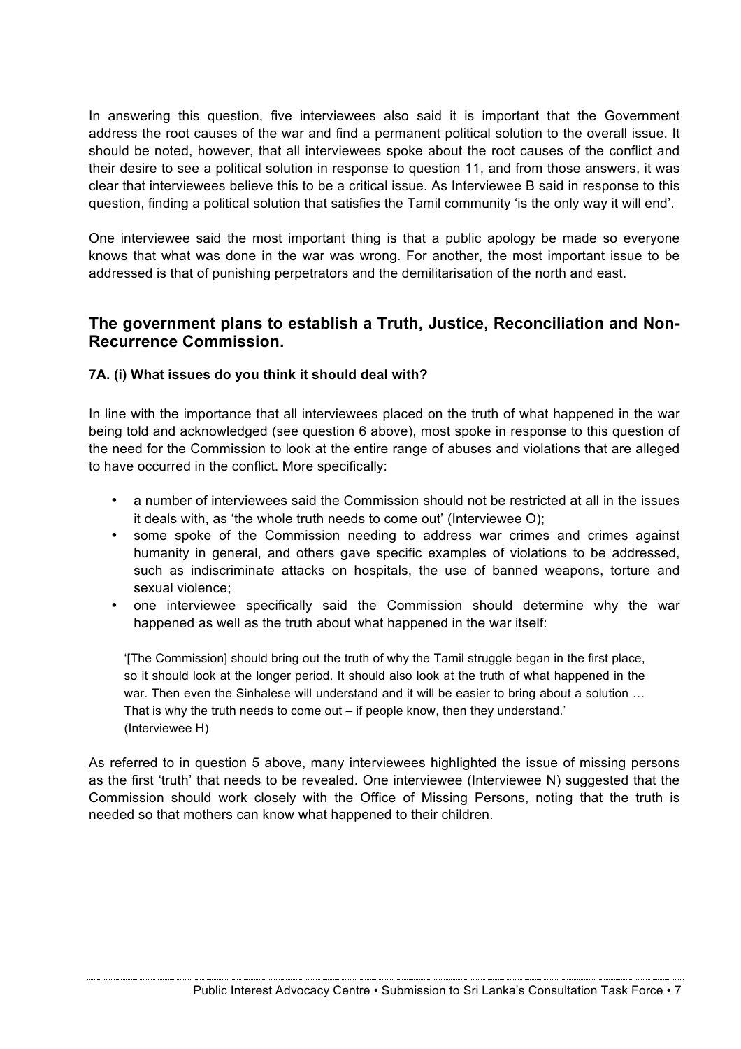In answering this question, five interviewees also said it is important that the Government address the root causes of the war and find a permanent political solution to the overall issue. It should be noted, however, that all interviewees spoke about the root causes of the conflict and their desire to see a political solution in response to question 11, and from those answers, it was clear that interviewees believe this to be a critical issue. As Interviewee B said in response to this question, finding a political solution that satisfies the Tamil community 'is the only way it will end'.

One interviewee said the most important thing is that a public apology be made so everyone knows that what was done in the war was wrong. For another, the most important issue to be addressed is that of punishing perpetrators and the demilitarisation of the north and east.

## The government plans to establish a Truth, Justice, Reconciliation and Non-Recurrence Commission.

**7A. (i) What issues do you think it should deal with?**

In line with the importance that all interviewees placed on the truth of what happened in the war being told and acknowledged (see question 6 above), most spoke in response to this question of the need for the Commission to look at the entire range of abuses and violations that are alleged to have occurred in the conflict. More specifically:

- a number of interviewees said the Commission should not be restricted at all in the issues it deals with, as 'the whole truth needs to come out' (Interviewee O);
- some spoke of the Commission needing to address war crimes and crimes against humanity in general, and others gave specific examples of violations to be addressed, such as indiscriminate attacks on hospitals, the use of banned weapons, torture and sexual violence;
- one interviewee specifically said the Commission should determine why the war happened as well as the truth about what happened in the war itself:

> '[The Commission] should bring out the truth of why the Tamil struggle began in the first place, so it should look at the longer period. It should also look at the truth of what happened in the war. Then even the Sinhalese will understand and it will be easier to bring about a solution … That is why the truth needs to come out – if people know, then they understand.' (Interviewee H)

As referred to in question 5 above, many interviewees highlighted the issue of missing persons as the first 'truth' that needs to be revealed. One interviewee (Interviewee N) suggested that the Commission should work closely with the Office of Missing Persons, noting that the truth is needed so that mothers can know what happened to their children.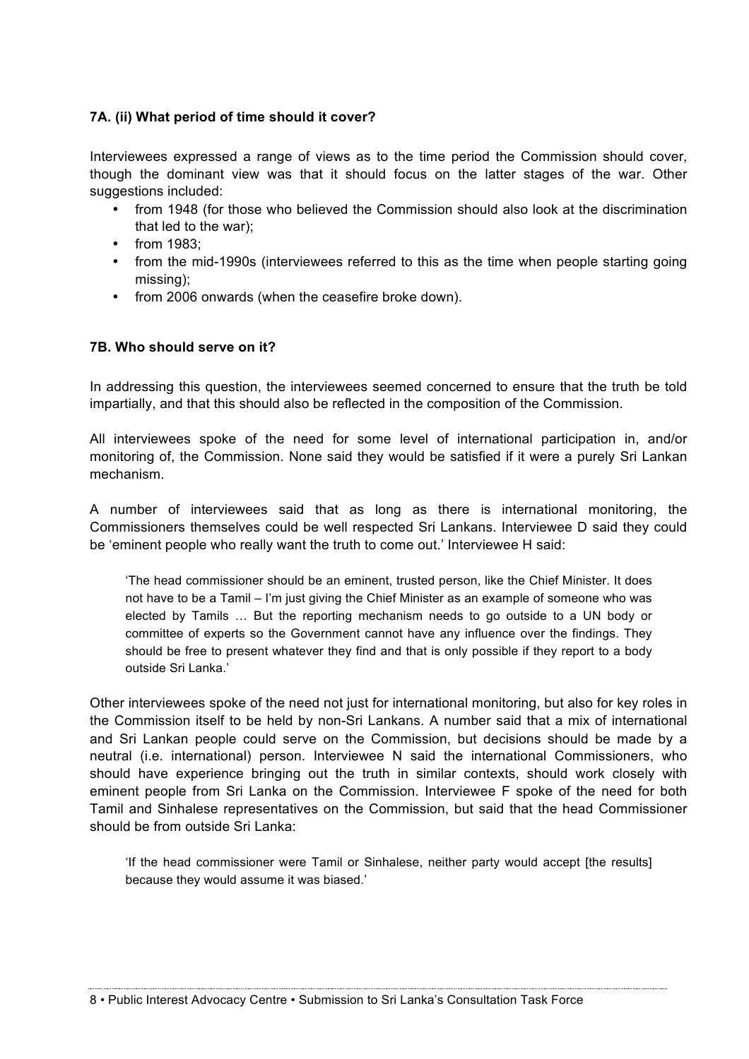### 7A. (ii) What period of time should it cover?

Interviewees expressed a range of views as to the time period the Commission should cover, though the dominant view was that it should focus on the latter stages of the war. Other suggestions included:

- from 1948 (for those who believed the Commission should also look at the discrimination that led to the war);
- from 1983;
- from the mid-1990s (interviewees referred to this as the time when people starting going missing);
- from 2006 onwards (when the ceasefire broke down).

### 7B. Who should serve on it?

In addressing this question, the interviewees seemed concerned to ensure that the truth be told impartially, and that this should also be reflected in the composition of the Commission.

All interviewees spoke of the need for some level of international participation in, and/or monitoring of, the Commission. None said they would be satisfied if it were a purely Sri Lankan mechanism.

A number of interviewees said that as long as there is international monitoring, the Commissioners themselves could be well respected Sri Lankans. Interviewee D said they could be 'eminent people who really want the truth to come out.' Interviewee H said:

> 'The head commissioner should be an eminent, trusted person, like the Chief Minister. It does not have to be a Tamil – I'm just giving the Chief Minister as an example of someone who was elected by Tamils … But the reporting mechanism needs to go outside to a UN body or committee of experts so the Government cannot have any influence over the findings. They should be free to present whatever they find and that is only possible if they report to a body outside Sri Lanka.'

Other interviewees spoke of the need not just for international monitoring, but also for key roles in the Commission itself to be held by non-Sri Lankans. A number said that a mix of international and Sri Lankan people could serve on the Commission, but decisions should be made by a neutral (i.e. international) person. Interviewee N said the international Commissioners, who should have experience bringing out the truth in similar contexts, should work closely with eminent people from Sri Lanka on the Commission. Interviewee F spoke of the need for both Tamil and Sinhalese representatives on the Commission, but said that the head Commissioner should be from outside Sri Lanka:

> 'If the head commissioner were Tamil or Sinhalese, neither party would accept [the results] because they would assume it was biased.'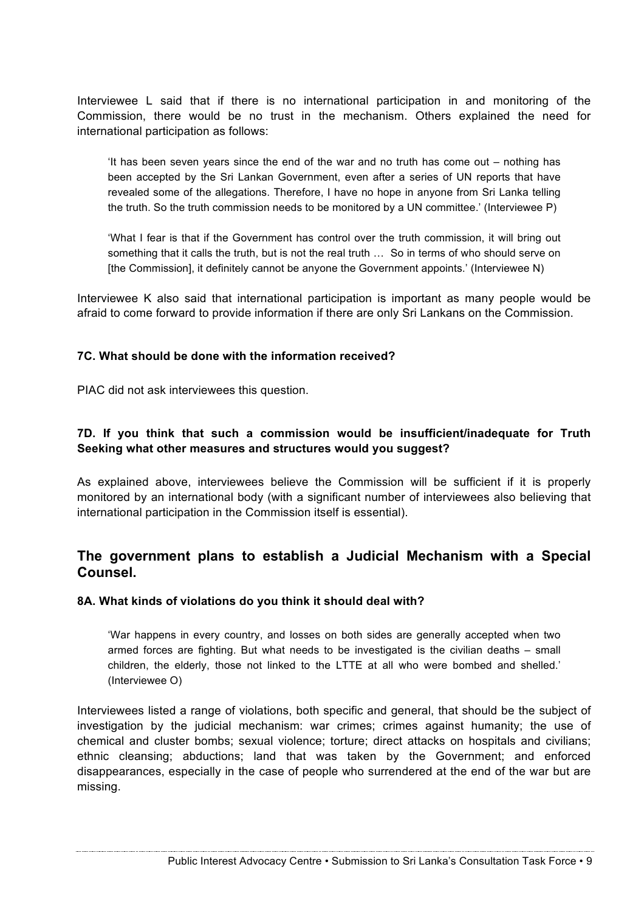Interviewee L said that if there is no international participation in and monitoring of the Commission, there would be no trust in the mechanism. Others explained the need for international participation as follows:

> 'It has been seven years since the end of the war and no truth has come out – nothing has been accepted by the Sri Lankan Government, even after a series of UN reports that have revealed some of the allegations. Therefore, I have no hope in anyone from Sri Lanka telling the truth. So the truth commission needs to be monitored by a UN committee.' (Interviewee P)

> 'What I fear is that if the Government has control over the truth commission, it will bring out something that it calls the truth, but is not the real truth … So in terms of who should serve on [the Commission], it definitely cannot be anyone the Government appoints.' (Interviewee N)

Interviewee K also said that international participation is important as many people would be afraid to come forward to provide information if there are only Sri Lankans on the Commission.

#### 7C. What should be done with the information received?

PIAC did not ask interviewees this question.

#### 7D. If you think that such a commission would be insufficient/inadequate for Truth Seeking what other measures and structures would you suggest?

As explained above, interviewees believe the Commission will be sufficient if it is properly monitored by an international body (with a significant number of interviewees also believing that international participation in the Commission itself is essential).

## The government plans to establish a Judicial Mechanism with a Special Counsel.

#### 8A. What kinds of violations do you think it should deal with?

> 'War happens in every country, and losses on both sides are generally accepted when two armed forces are fighting. But what needs to be investigated is the civilian deaths – small children, the elderly, those not linked to the LTTE at all who were bombed and shelled.' (Interviewee O)

Interviewees listed a range of violations, both specific and general, that should be the subject of investigation by the judicial mechanism: war crimes; crimes against humanity; the use of chemical and cluster bombs; sexual violence; torture; direct attacks on hospitals and civilians; ethnic cleansing; abductions; land that was taken by the Government; and enforced disappearances, especially in the case of people who surrendered at the end of the war but are missing.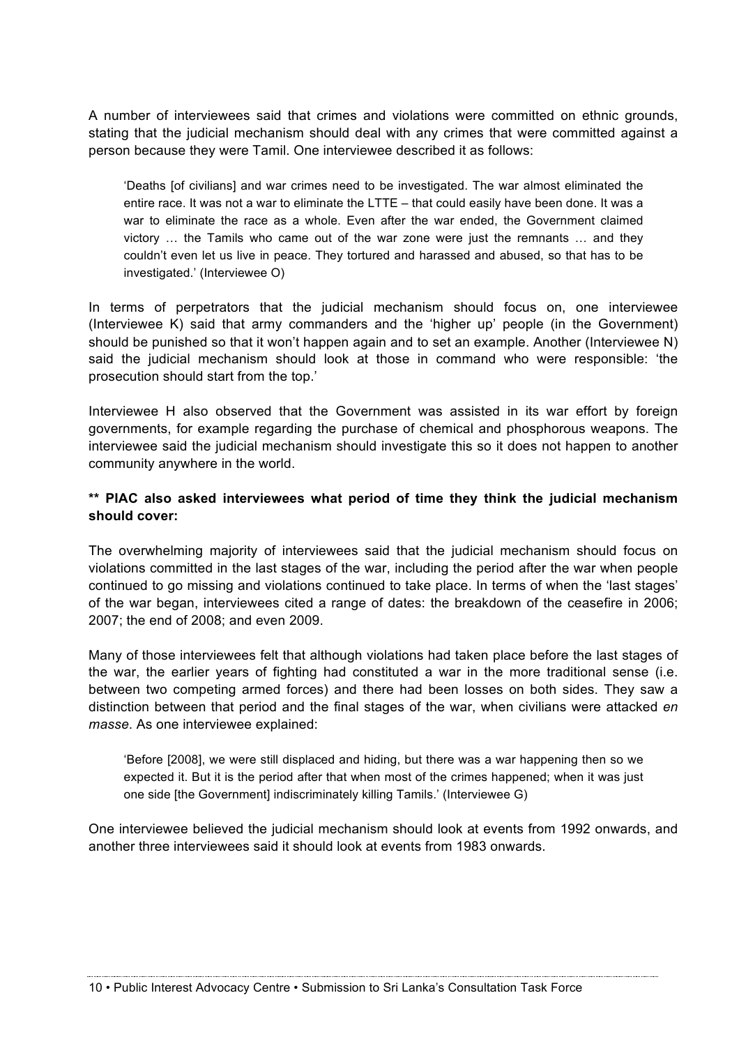A number of interviewees said that crimes and violations were committed on ethnic grounds, stating that the judicial mechanism should deal with any crimes that were committed against a person because they were Tamil. One interviewee described it as follows:

> 'Deaths [of civilians] and war crimes need to be investigated. The war almost eliminated the entire race. It was not a war to eliminate the LTTE – that could easily have been done. It was a war to eliminate the race as a whole. Even after the war ended, the Government claimed victory … the Tamils who came out of the war zone were just the remnants … and they couldn't even let us live in peace. They tortured and harassed and abused, so that has to be investigated.' (Interviewee O)

In terms of perpetrators that the judicial mechanism should focus on, one interviewee (Interviewee K) said that army commanders and the 'higher up' people (in the Government) should be punished so that it won't happen again and to set an example. Another (Interviewee N) said the judicial mechanism should look at those in command who were responsible: 'the prosecution should start from the top.'

Interviewee H also observed that the Government was assisted in its war effort by foreign governments, for example regarding the purchase of chemical and phosphorous weapons. The interviewee said the judicial mechanism should investigate this so it does not happen to another community anywhere in the world.

**** PIAC also asked interviewees what period of time they think the judicial mechanism should cover:**

The overwhelming majority of interviewees said that the judicial mechanism should focus on violations committed in the last stages of the war, including the period after the war when people continued to go missing and violations continued to take place. In terms of when the 'last stages' of the war began, interviewees cited a range of dates: the breakdown of the ceasefire in 2006; 2007; the end of 2008; and even 2009.

Many of those interviewees felt that although violations had taken place before the last stages of the war, the earlier years of fighting had constituted a war in the more traditional sense (i.e. between two competing armed forces) and there had been losses on both sides. They saw a distinction between that period and the final stages of the war, when civilians were attacked *en masse*. As one interviewee explained:

> 'Before [2008], we were still displaced and hiding, but there was a war happening then so we expected it. But it is the period after that when most of the crimes happened; when it was just one side [the Government] indiscriminately killing Tamils.' (Interviewee G)

One interviewee believed the judicial mechanism should look at events from 1992 onwards, and another three interviewees said it should look at events from 1983 onwards.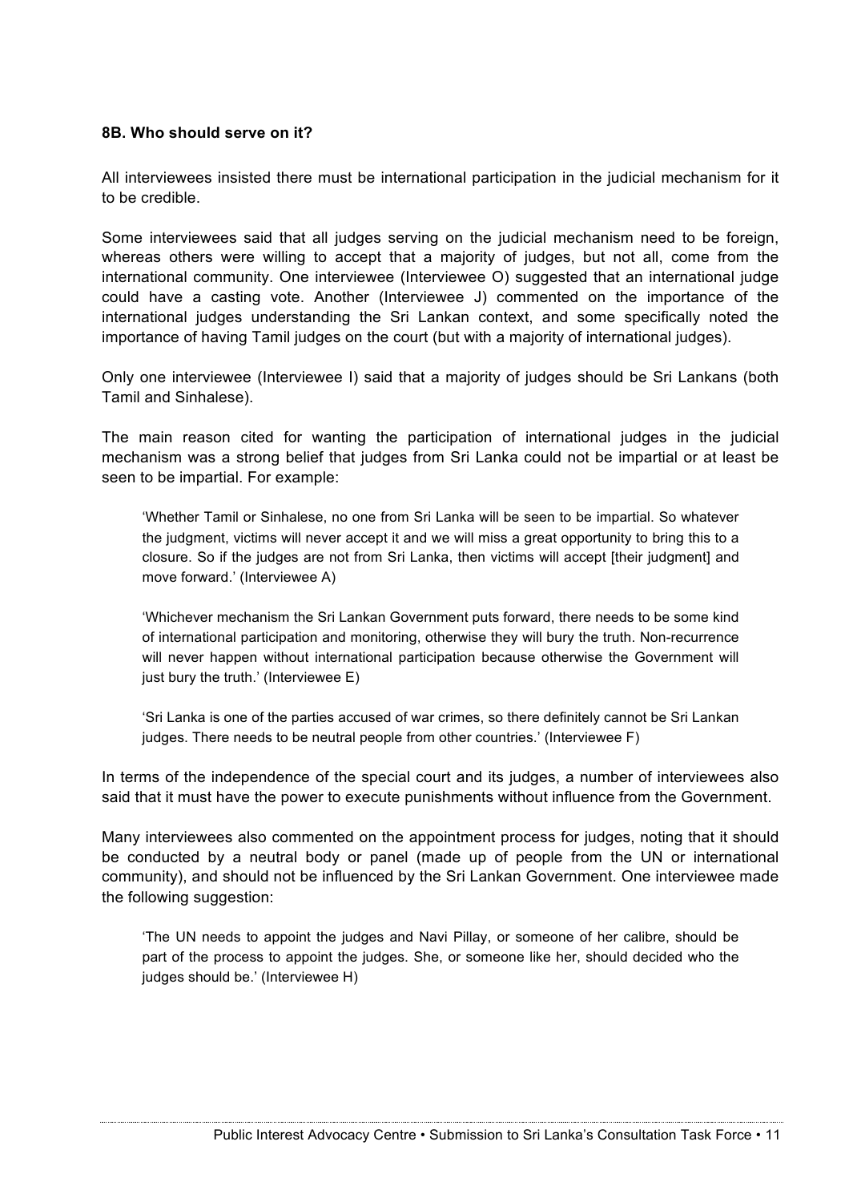### 8B. Who should serve on it?

All interviewees insisted there must be international participation in the judicial mechanism for it to be credible.

Some interviewees said that all judges serving on the judicial mechanism need to be foreign, whereas others were willing to accept that a majority of judges, but not all, come from the international community. One interviewee (Interviewee O) suggested that an international judge could have a casting vote. Another (Interviewee J) commented on the importance of the international judges understanding the Sri Lankan context, and some specifically noted the importance of having Tamil judges on the court (but with a majority of international judges).

Only one interviewee (Interviewee I) said that a majority of judges should be Sri Lankans (both Tamil and Sinhalese).

The main reason cited for wanting the participation of international judges in the judicial mechanism was a strong belief that judges from Sri Lanka could not be impartial or at least be seen to be impartial. For example:

> 'Whether Tamil or Sinhalese, no one from Sri Lanka will be seen to be impartial. So whatever the judgment, victims will never accept it and we will miss a great opportunity to bring this to a closure. So if the judges are not from Sri Lanka, then victims will accept [their judgment] and move forward.' (Interviewee A)

> 'Whichever mechanism the Sri Lankan Government puts forward, there needs to be some kind of international participation and monitoring, otherwise they will bury the truth. Non-recurrence will never happen without international participation because otherwise the Government will just bury the truth.' (Interviewee E)

> 'Sri Lanka is one of the parties accused of war crimes, so there definitely cannot be Sri Lankan judges. There needs to be neutral people from other countries.' (Interviewee F)

In terms of the independence of the special court and its judges, a number of interviewees also said that it must have the power to execute punishments without influence from the Government.

Many interviewees also commented on the appointment process for judges, noting that it should be conducted by a neutral body or panel (made up of people from the UN or international community), and should not be influenced by the Sri Lankan Government. One interviewee made the following suggestion:

> 'The UN needs to appoint the judges and Navi Pillay, or someone of her calibre, should be part of the process to appoint the judges. She, or someone like her, should decided who the judges should be.' (Interviewee H)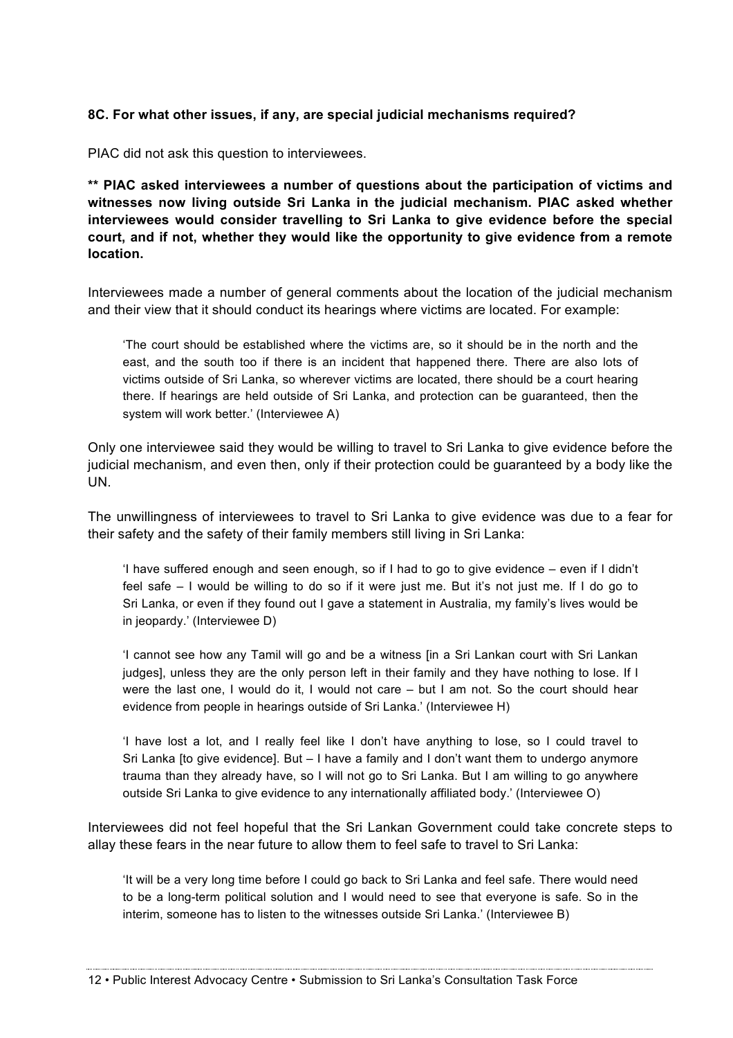**8C. For what other issues, if any, are special judicial mechanisms required?**

PIAC did not ask this question to interviewees.

**** PIAC asked interviewees a number of questions about the participation of victims and witnesses now living outside Sri Lanka in the judicial mechanism. PIAC asked whether interviewees would consider travelling to Sri Lanka to give evidence before the special court, and if not, whether they would like the opportunity to give evidence from a remote location.**

Interviewees made a number of general comments about the location of the judicial mechanism and their view that it should conduct its hearings where victims are located. For example:

> 'The court should be established where the victims are, so it should be in the north and the east, and the south too if there is an incident that happened there. There are also lots of victims outside of Sri Lanka, so wherever victims are located, there should be a court hearing there. If hearings are held outside of Sri Lanka, and protection can be guaranteed, then the system will work better.' (Interviewee A)

Only one interviewee said they would be willing to travel to Sri Lanka to give evidence before the judicial mechanism, and even then, only if their protection could be guaranteed by a body like the UN.

The unwillingness of interviewees to travel to Sri Lanka to give evidence was due to a fear for their safety and the safety of their family members still living in Sri Lanka:

> 'I have suffered enough and seen enough, so if I had to go to give evidence – even if I didn't feel safe – I would be willing to do so if it were just me. But it's not just me. If I do go to Sri Lanka, or even if they found out I gave a statement in Australia, my family's lives would be in jeopardy.' (Interviewee D)

> 'I cannot see how any Tamil will go and be a witness [in a Sri Lankan court with Sri Lankan judges], unless they are the only person left in their family and they have nothing to lose. If I were the last one, I would do it, I would not care – but I am not. So the court should hear evidence from people in hearings outside of Sri Lanka.' (Interviewee H)

> 'I have lost a lot, and I really feel like I don't have anything to lose, so I could travel to Sri Lanka [to give evidence]. But – I have a family and I don't want them to undergo anymore trauma than they already have, so I will not go to Sri Lanka. But I am willing to go anywhere outside Sri Lanka to give evidence to any internationally affiliated body.' (Interviewee O)

Interviewees did not feel hopeful that the Sri Lankan Government could take concrete steps to allay these fears in the near future to allow them to feel safe to travel to Sri Lanka:

> 'It will be a very long time before I could go back to Sri Lanka and feel safe. There would need to be a long-term political solution and I would need to see that everyone is safe. So in the interim, someone has to listen to the witnesses outside Sri Lanka.' (Interviewee B)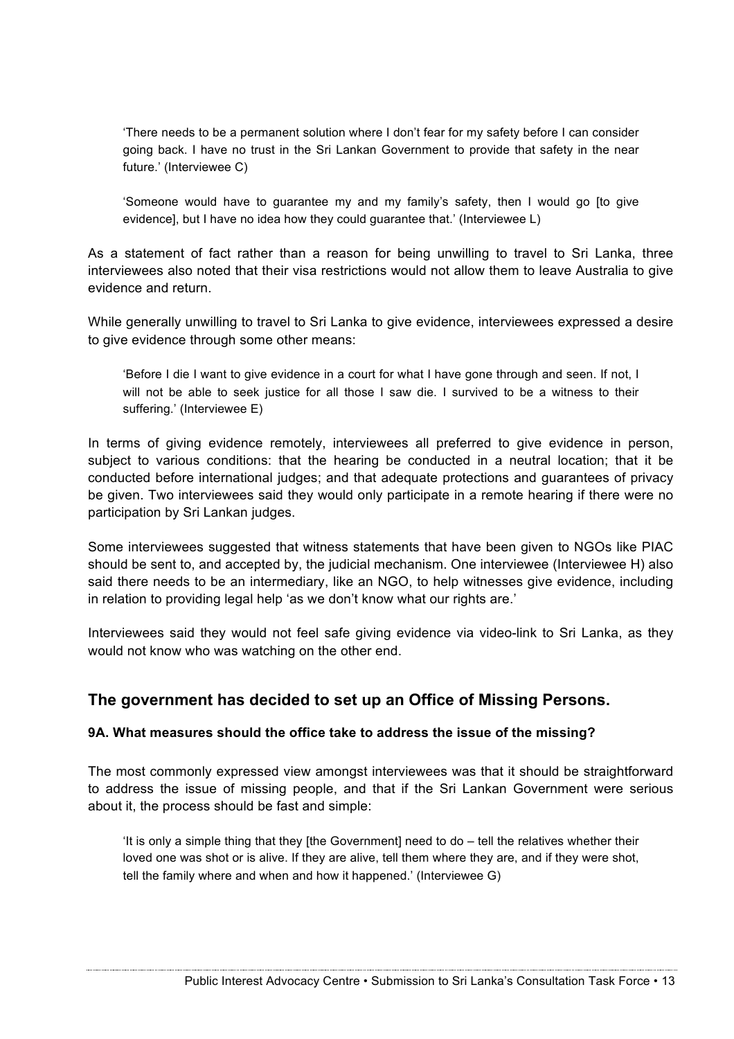> 'There needs to be a permanent solution where I don't fear for my safety before I can consider going back. I have no trust in the Sri Lankan Government to provide that safety in the near future.' (Interviewee C)

> 'Someone would have to guarantee my and my family's safety, then I would go [to give evidence], but I have no idea how they could guarantee that.' (Interviewee L)

As a statement of fact rather than a reason for being unwilling to travel to Sri Lanka, three interviewees also noted that their visa restrictions would not allow them to leave Australia to give evidence and return.

While generally unwilling to travel to Sri Lanka to give evidence, interviewees expressed a desire to give evidence through some other means:

> 'Before I die I want to give evidence in a court for what I have gone through and seen. If not, I will not be able to seek justice for all those I saw die. I survived to be a witness to their suffering.' (Interviewee E)

In terms of giving evidence remotely, interviewees all preferred to give evidence in person, subject to various conditions: that the hearing be conducted in a neutral location; that it be conducted before international judges; and that adequate protections and guarantees of privacy be given. Two interviewees said they would only participate in a remote hearing if there were no participation by Sri Lankan judges.

Some interviewees suggested that witness statements that have been given to NGOs like PIAC should be sent to, and accepted by, the judicial mechanism. One interviewee (Interviewee H) also said there needs to be an intermediary, like an NGO, to help witnesses give evidence, including in relation to providing legal help 'as we don't know what our rights are.'

Interviewees said they would not feel safe giving evidence via video-link to Sri Lanka, as they would not know who was watching on the other end.

## The government has decided to set up an Office of Missing Persons.

### 9A. What measures should the office take to address the issue of the missing?

The most commonly expressed view amongst interviewees was that it should be straightforward to address the issue of missing people, and that if the Sri Lankan Government were serious about it, the process should be fast and simple:

> 'It is only a simple thing that they [the Government] need to do – tell the relatives whether their loved one was shot or is alive. If they are alive, tell them where they are, and if they were shot, tell the family where and when and how it happened.' (Interviewee G)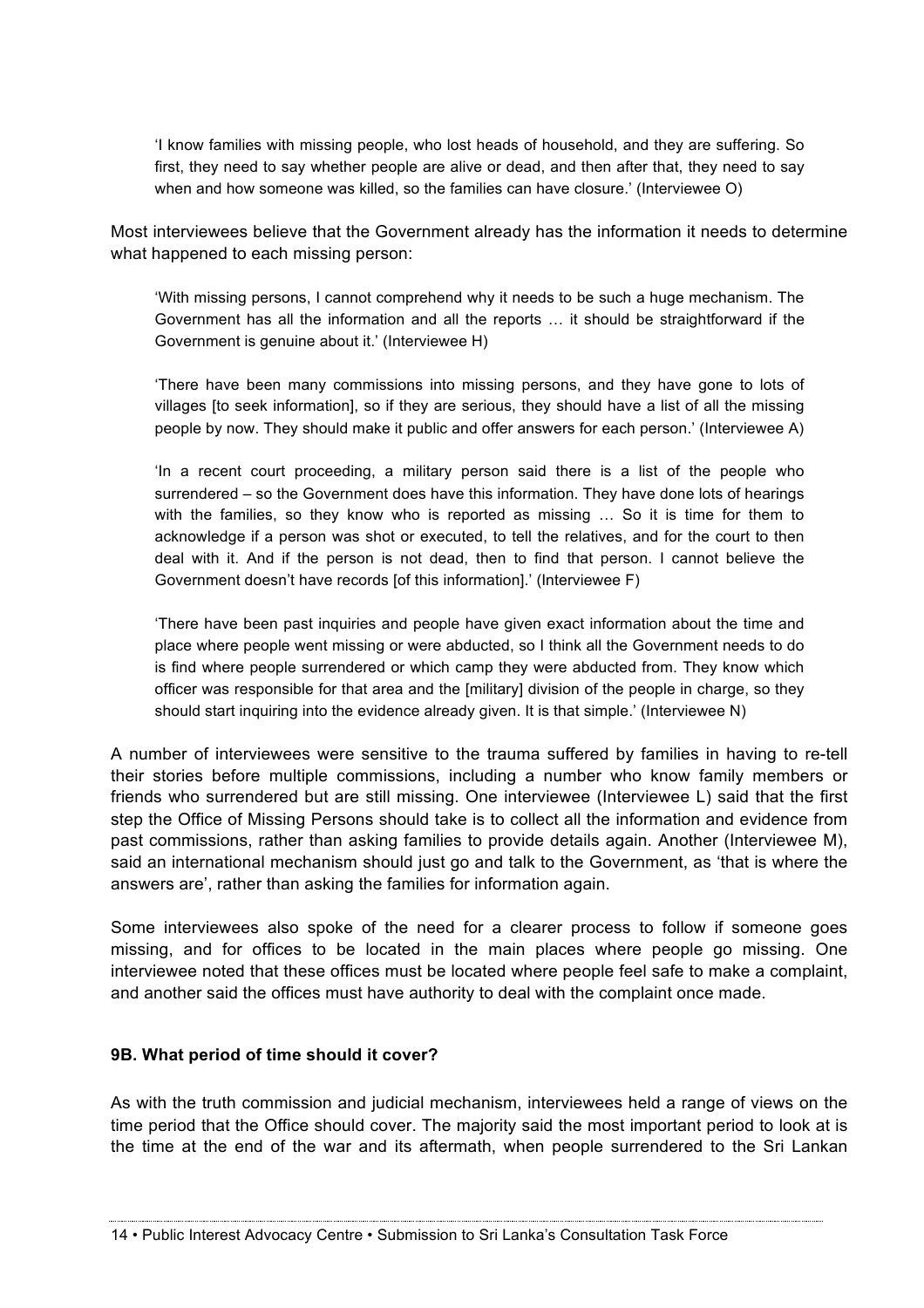> 'I know families with missing people, who lost heads of household, and they are suffering. So first, they need to say whether people are alive or dead, and then after that, they need to say when and how someone was killed, so the families can have closure.' (Interviewee O)

Most interviewees believe that the Government already has the information it needs to determine what happened to each missing person:

> 'With missing persons, I cannot comprehend why it needs to be such a huge mechanism. The Government has all the information and all the reports … it should be straightforward if the Government is genuine about it.' (Interviewee H)

> 'There have been many commissions into missing persons, and they have gone to lots of villages [to seek information], so if they are serious, they should have a list of all the missing people by now. They should make it public and offer answers for each person.' (Interviewee A)

> 'In a recent court proceeding, a military person said there is a list of the people who surrendered – so the Government does have this information. They have done lots of hearings with the families, so they know who is reported as missing … So it is time for them to acknowledge if a person was shot or executed, to tell the relatives, and for the court to then deal with it. And if the person is not dead, then to find that person. I cannot believe the Government doesn't have records [of this information].' (Interviewee F)

> 'There have been past inquiries and people have given exact information about the time and place where people went missing or were abducted, so I think all the Government needs to do is find where people surrendered or which camp they were abducted from. They know which officer was responsible for that area and the [military] division of the people in charge, so they should start inquiring into the evidence already given. It is that simple.' (Interviewee N)

A number of interviewees were sensitive to the trauma suffered by families in having to re-tell their stories before multiple commissions, including a number who know family members or friends who surrendered but are still missing. One interviewee (Interviewee L) said that the first step the Office of Missing Persons should take is to collect all the information and evidence from past commissions, rather than asking families to provide details again. Another (Interviewee M), said an international mechanism should just go and talk to the Government, as 'that is where the answers are', rather than asking the families for information again.

Some interviewees also spoke of the need for a clearer process to follow if someone goes missing, and for offices to be located in the main places where people go missing. One interviewee noted that these offices must be located where people feel safe to make a complaint, and another said the offices must have authority to deal with the complaint once made.

### 9B. What period of time should it cover?

As with the truth commission and judicial mechanism, interviewees held a range of views on the time period that the Office should cover. The majority said the most important period to look at is the time at the end of the war and its aftermath, when people surrendered to the Sri Lankan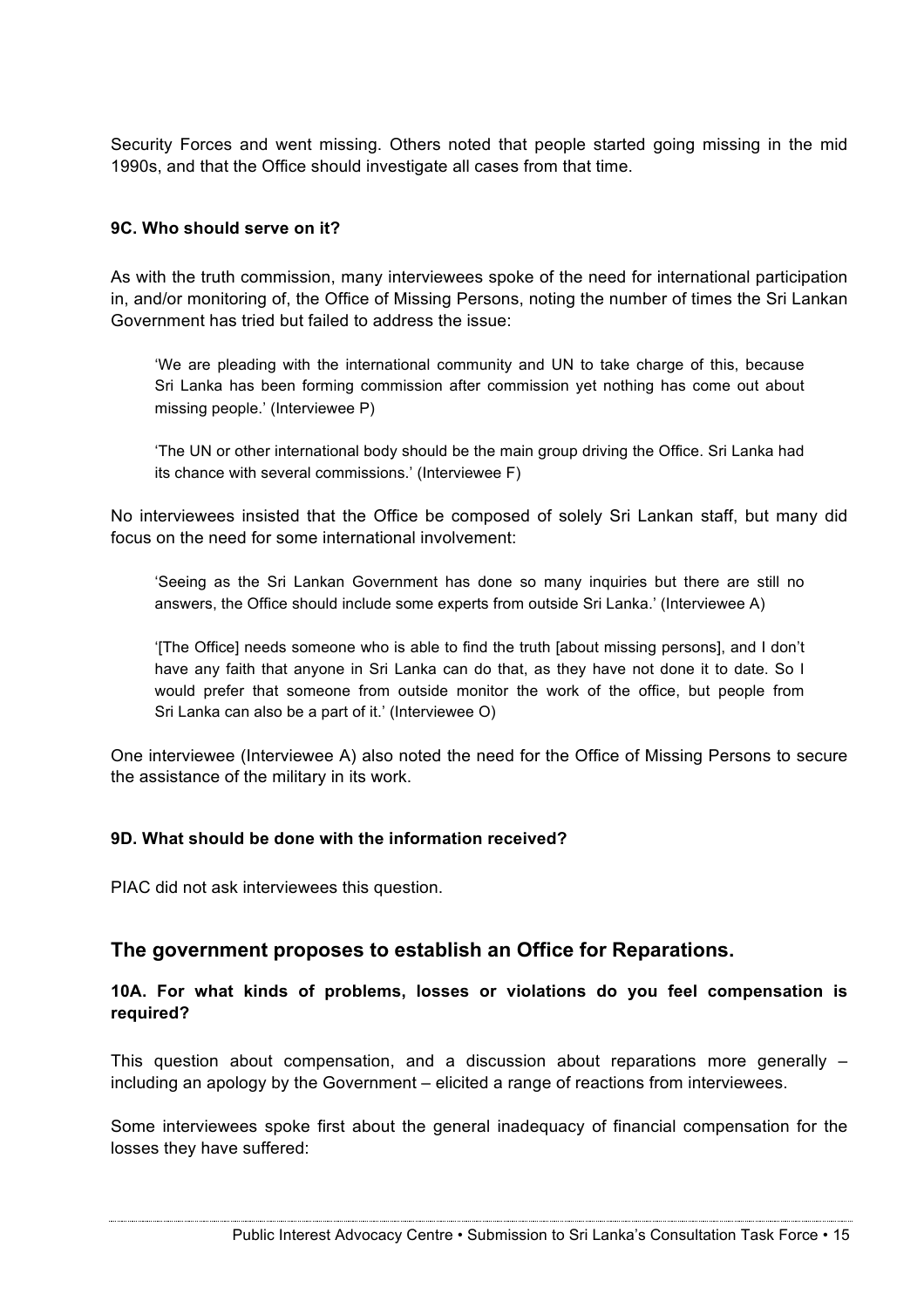Security Forces and went missing. Others noted that people started going missing in the mid 1990s, and that the Office should investigate all cases from that time.

#### 9C. Who should serve on it?

As with the truth commission, many interviewees spoke of the need for international participation in, and/or monitoring of, the Office of Missing Persons, noting the number of times the Sri Lankan Government has tried but failed to address the issue:

> 'We are pleading with the international community and UN to take charge of this, because Sri Lanka has been forming commission after commission yet nothing has come out about missing people.' (Interviewee P)

> 'The UN or other international body should be the main group driving the Office. Sri Lanka had its chance with several commissions.' (Interviewee F)

No interviewees insisted that the Office be composed of solely Sri Lankan staff, but many did focus on the need for some international involvement:

> 'Seeing as the Sri Lankan Government has done so many inquiries but there are still no answers, the Office should include some experts from outside Sri Lanka.' (Interviewee A)

> '[The Office] needs someone who is able to find the truth [about missing persons], and I don't have any faith that anyone in Sri Lanka can do that, as they have not done it to date. So I would prefer that someone from outside monitor the work of the office, but people from Sri Lanka can also be a part of it.' (Interviewee O)

One interviewee (Interviewee A) also noted the need for the Office of Missing Persons to secure the assistance of the military in its work.

#### 9D. What should be done with the information received?

PIAC did not ask interviewees this question.

### The government proposes to establish an Office for Reparations.

#### 10A. For what kinds of problems, losses or violations do you feel compensation is required?

This question about compensation, and a discussion about reparations more generally – including an apology by the Government – elicited a range of reactions from interviewees.

Some interviewees spoke first about the general inadequacy of financial compensation for the losses they have suffered: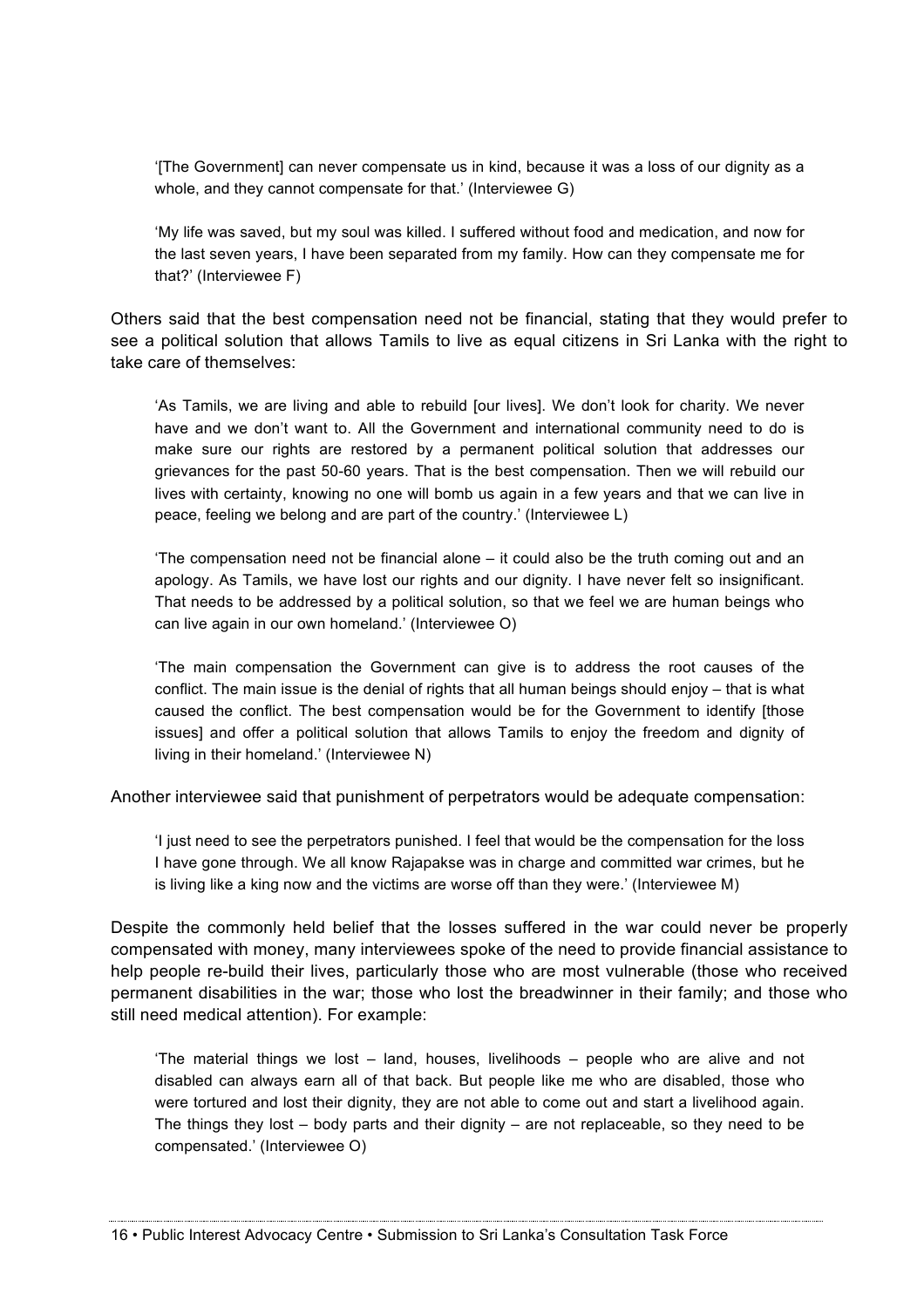> '[The Government] can never compensate us in kind, because it was a loss of our dignity as a whole, and they cannot compensate for that.' (Interviewee G)

> 'My life was saved, but my soul was killed. I suffered without food and medication, and now for the last seven years, I have been separated from my family. How can they compensate me for that?' (Interviewee F)

Others said that the best compensation need not be financial, stating that they would prefer to see a political solution that allows Tamils to live as equal citizens in Sri Lanka with the right to take care of themselves:

> 'As Tamils, we are living and able to rebuild [our lives]. We don't look for charity. We never have and we don't want to. All the Government and international community need to do is make sure our rights are restored by a permanent political solution that addresses our grievances for the past 50-60 years. That is the best compensation. Then we will rebuild our lives with certainty, knowing no one will bomb us again in a few years and that we can live in peace, feeling we belong and are part of the country.' (Interviewee L)

> 'The compensation need not be financial alone – it could also be the truth coming out and an apology. As Tamils, we have lost our rights and our dignity. I have never felt so insignificant. That needs to be addressed by a political solution, so that we feel we are human beings who can live again in our own homeland.' (Interviewee O)

> 'The main compensation the Government can give is to address the root causes of the conflict. The main issue is the denial of rights that all human beings should enjoy – that is what caused the conflict. The best compensation would be for the Government to identify [those issues] and offer a political solution that allows Tamils to enjoy the freedom and dignity of living in their homeland.' (Interviewee N)

Another interviewee said that punishment of perpetrators would be adequate compensation:

> 'I just need to see the perpetrators punished. I feel that would be the compensation for the loss I have gone through. We all know Rajapakse was in charge and committed war crimes, but he is living like a king now and the victims are worse off than they were.' (Interviewee M)

Despite the commonly held belief that the losses suffered in the war could never be properly compensated with money, many interviewees spoke of the need to provide financial assistance to help people re-build their lives, particularly those who are most vulnerable (those who received permanent disabilities in the war; those who lost the breadwinner in their family; and those who still need medical attention). For example:

> 'The material things we lost – land, houses, livelihoods – people who are alive and not disabled can always earn all of that back. But people like me who are disabled, those who were tortured and lost their dignity, they are not able to come out and start a livelihood again. The things they lost – body parts and their dignity – are not replaceable, so they need to be compensated.' (Interviewee O)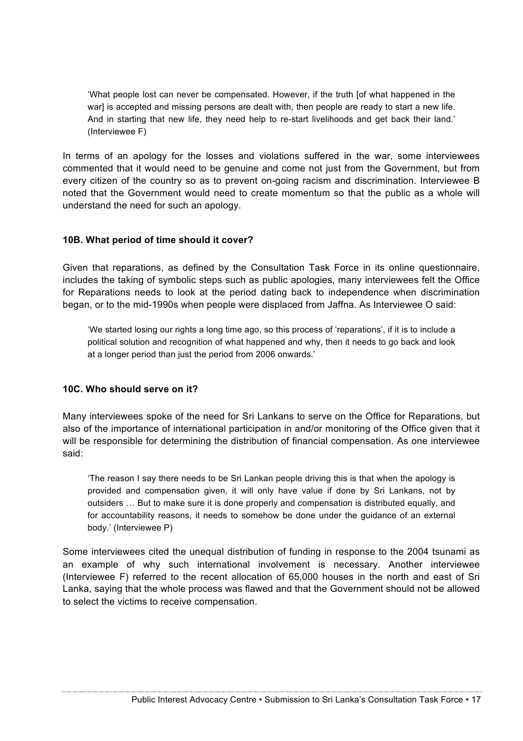> 'What people lost can never be compensated. However, if the truth [of what happened in the war] is accepted and missing persons are dealt with, then people are ready to start a new life. And in starting that new life, they need help to re-start livelihoods and get back their land.' (Interviewee F)

In terms of an apology for the losses and violations suffered in the war, some interviewees commented that it would need to be genuine and come not just from the Government, but from every citizen of the country so as to prevent on-going racism and discrimination. Interviewee B noted that the Government would need to create momentum so that the public as a whole will understand the need for such an apology.

#### 10B. What period of time should it cover?

Given that reparations, as defined by the Consultation Task Force in its online questionnaire, includes the taking of symbolic steps such as public apologies, many interviewees felt the Office for Reparations needs to look at the period dating back to independence when discrimination began, or to the mid-1990s when people were displaced from Jaffna. As Interviewee O said:

> 'We started losing our rights a long time ago, so this process of 'reparations', if it is to include a political solution and recognition of what happened and why, then it needs to go back and look at a longer period than just the period from 2006 onwards.'

#### 10C. Who should serve on it?

Many interviewees spoke of the need for Sri Lankans to serve on the Office for Reparations, but also of the importance of international participation in and/or monitoring of the Office given that it will be responsible for determining the distribution of financial compensation. As one interviewee said:

> 'The reason I say there needs to be Sri Lankan people driving this is that when the apology is provided and compensation given, it will only have value if done by Sri Lankans, not by outsiders … But to make sure it is done properly and compensation is distributed equally, and for accountability reasons, it needs to somehow be done under the guidance of an external body.' (Interviewee P)

Some interviewees cited the unequal distribution of funding in response to the 2004 tsunami as an example of why such international involvement is necessary. Another interviewee (Interviewee F) referred to the recent allocation of 65,000 houses in the north and east of Sri Lanka, saying that the whole process was flawed and that the Government should not be allowed to select the victims to receive compensation.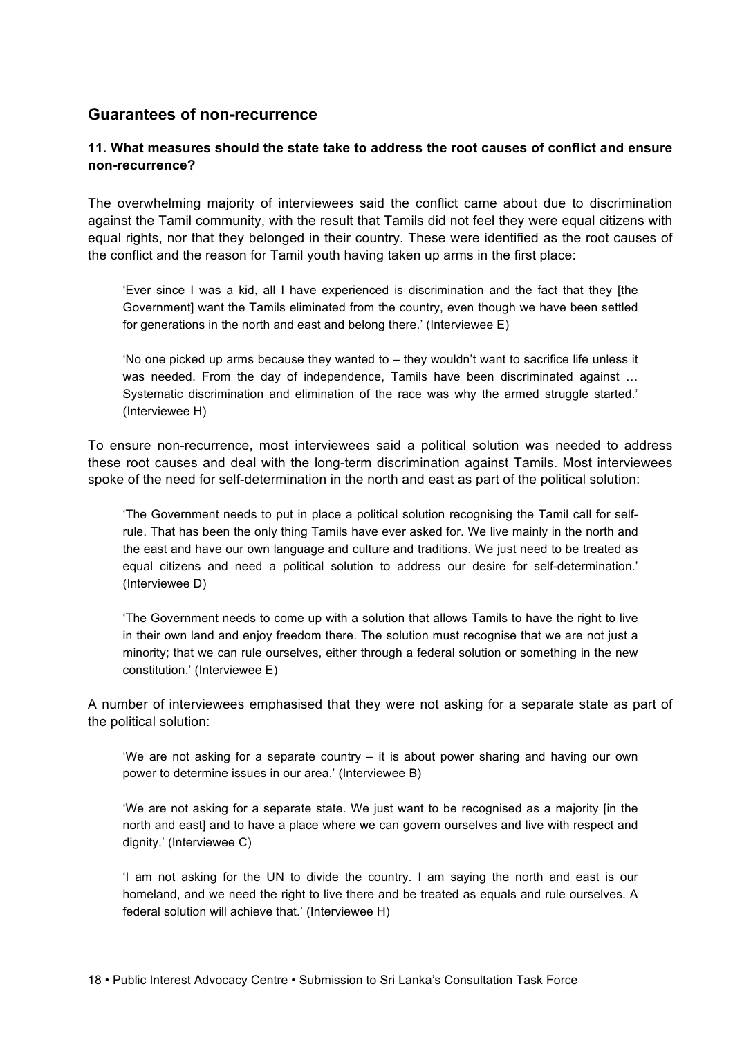## Guarantees of non-recurrence

**11. What measures should the state take to address the root causes of conflict and ensure non-recurrence?**

The overwhelming majority of interviewees said the conflict came about due to discrimination against the Tamil community, with the result that Tamils did not feel they were equal citizens with equal rights, nor that they belonged in their country. These were identified as the root causes of the conflict and the reason for Tamil youth having taken up arms in the first place:

> 'Ever since I was a kid, all I have experienced is discrimination and the fact that they [the Government] want the Tamils eliminated from the country, even though we have been settled for generations in the north and east and belong there.' (Interviewee E)

> 'No one picked up arms because they wanted to – they wouldn't want to sacrifice life unless it was needed. From the day of independence, Tamils have been discriminated against … Systematic discrimination and elimination of the race was why the armed struggle started.' (Interviewee H)

To ensure non-recurrence, most interviewees said a political solution was needed to address these root causes and deal with the long-term discrimination against Tamils. Most interviewees spoke of the need for self-determination in the north and east as part of the political solution:

> 'The Government needs to put in place a political solution recognising the Tamil call for self-rule. That has been the only thing Tamils have ever asked for. We live mainly in the north and the east and have our own language and culture and traditions. We just need to be treated as equal citizens and need a political solution to address our desire for self-determination.' (Interviewee D)

> 'The Government needs to come up with a solution that allows Tamils to have the right to live in their own land and enjoy freedom there. The solution must recognise that we are not just a minority; that we can rule ourselves, either through a federal solution or something in the new constitution.' (Interviewee E)

A number of interviewees emphasised that they were not asking for a separate state as part of the political solution:

> 'We are not asking for a separate country – it is about power sharing and having our own power to determine issues in our area.' (Interviewee B)

> 'We are not asking for a separate state. We just want to be recognised as a majority [in the north and east] and to have a place where we can govern ourselves and live with respect and dignity.' (Interviewee C)

> 'I am not asking for the UN to divide the country. I am saying the north and east is our homeland, and we need the right to live there and be treated as equals and rule ourselves. A federal solution will achieve that.' (Interviewee H)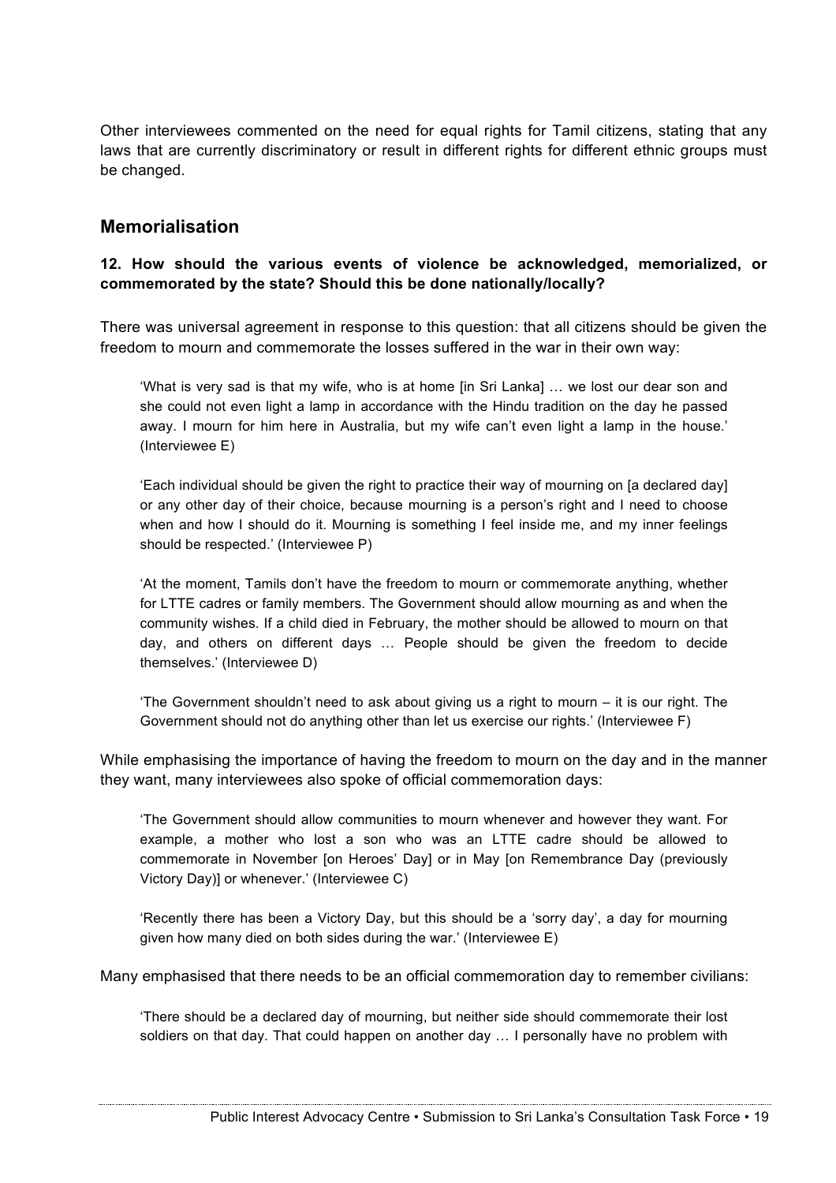Other interviewees commented on the need for equal rights for Tamil citizens, stating that any laws that are currently discriminatory or result in different rights for different ethnic groups must be changed.

## Memorialisation

**12. How should the various events of violence be acknowledged, memorialized, or commemorated by the state? Should this be done nationally/locally?**

There was universal agreement in response to this question: that all citizens should be given the freedom to mourn and commemorate the losses suffered in the war in their own way:

> 'What is very sad is that my wife, who is at home [in Sri Lanka] … we lost our dear son and she could not even light a lamp in accordance with the Hindu tradition on the day he passed away. I mourn for him here in Australia, but my wife can't even light a lamp in the house.' (Interviewee E)

> 'Each individual should be given the right to practice their way of mourning on [a declared day] or any other day of their choice, because mourning is a person's right and I need to choose when and how I should do it. Mourning is something I feel inside me, and my inner feelings should be respected.' (Interviewee P)

> 'At the moment, Tamils don't have the freedom to mourn or commemorate anything, whether for LTTE cadres or family members. The Government should allow mourning as and when the community wishes. If a child died in February, the mother should be allowed to mourn on that day, and others on different days … People should be given the freedom to decide themselves.' (Interviewee D)

> 'The Government shouldn't need to ask about giving us a right to mourn – it is our right. The Government should not do anything other than let us exercise our rights.' (Interviewee F)

While emphasising the importance of having the freedom to mourn on the day and in the manner they want, many interviewees also spoke of official commemoration days:

> 'The Government should allow communities to mourn whenever and however they want. For example, a mother who lost a son who was an LTTE cadre should be allowed to commemorate in November [on Heroes' Day] or in May [on Remembrance Day (previously Victory Day)] or whenever.' (Interviewee C)

> 'Recently there has been a Victory Day, but this should be a 'sorry day', a day for mourning given how many died on both sides during the war.' (Interviewee E)

Many emphasised that there needs to be an official commemoration day to remember civilians:

> 'There should be a declared day of mourning, but neither side should commemorate their lost soldiers on that day. That could happen on another day … I personally have no problem with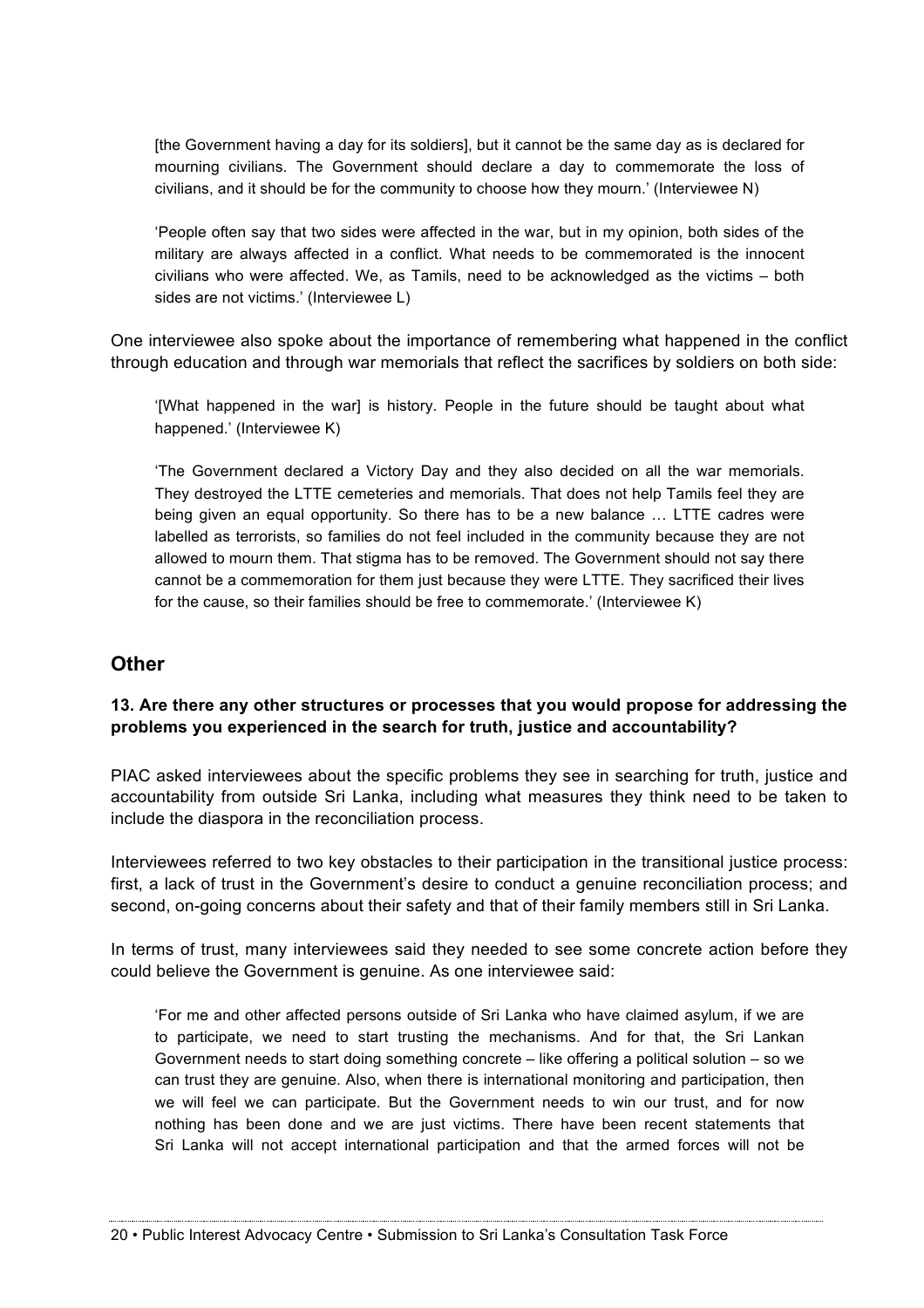> [the Government having a day for its soldiers], but it cannot be the same day as is declared for mourning civilians. The Government should declare a day to commemorate the loss of civilians, and it should be for the community to choose how they mourn.' (Interviewee N)

> 'People often say that two sides were affected in the war, but in my opinion, both sides of the military are always affected in a conflict. What needs to be commemorated is the innocent civilians who were affected. We, as Tamils, need to be acknowledged as the victims – both sides are not victims.' (Interviewee L)

One interviewee also spoke about the importance of remembering what happened in the conflict through education and through war memorials that reflect the sacrifices by soldiers on both side:

> '[What happened in the war] is history. People in the future should be taught about what happened.' (Interviewee K)

> 'The Government declared a Victory Day and they also decided on all the war memorials. They destroyed the LTTE cemeteries and memorials. That does not help Tamils feel they are being given an equal opportunity. So there has to be a new balance … LTTE cadres were labelled as terrorists, so families do not feel included in the community because they are not allowed to mourn them. That stigma has to be removed. The Government should not say there cannot be a commemoration for them just because they were LTTE. They sacrificed their lives for the cause, so their families should be free to commemorate.' (Interviewee K)

## Other

### 13. Are there any other structures or processes that you would propose for addressing the problems you experienced in the search for truth, justice and accountability?

PIAC asked interviewees about the specific problems they see in searching for truth, justice and accountability from outside Sri Lanka, including what measures they think need to be taken to include the diaspora in the reconciliation process.

Interviewees referred to two key obstacles to their participation in the transitional justice process: first, a lack of trust in the Government's desire to conduct a genuine reconciliation process; and second, on-going concerns about their safety and that of their family members still in Sri Lanka.

In terms of trust, many interviewees said they needed to see some concrete action before they could believe the Government is genuine. As one interviewee said:

> 'For me and other affected persons outside of Sri Lanka who have claimed asylum, if we are to participate, we need to start trusting the mechanisms. And for that, the Sri Lankan Government needs to start doing something concrete – like offering a political solution – so we can trust they are genuine. Also, when there is international monitoring and participation, then we will feel we can participate. But the Government needs to win our trust, and for now nothing has been done and we are just victims. There have been recent statements that Sri Lanka will not accept international participation and that the armed forces will not be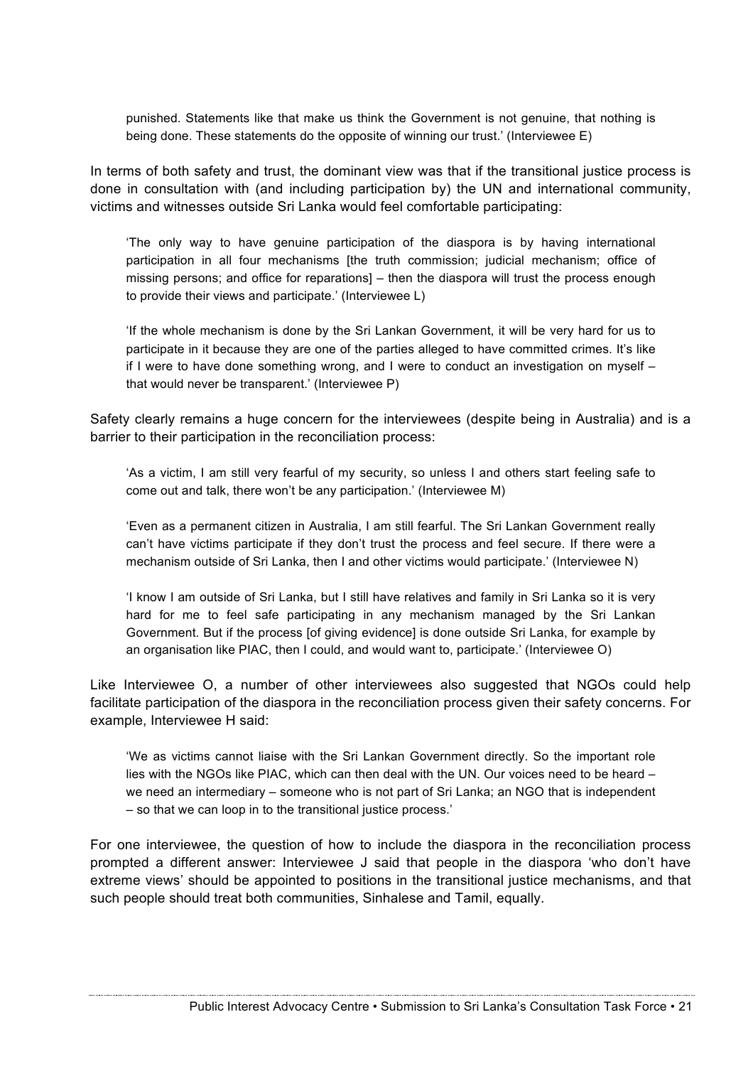> punished. Statements like that make us think the Government is not genuine, that nothing is being done. These statements do the opposite of winning our trust.' (Interviewee E)

In terms of both safety and trust, the dominant view was that if the transitional justice process is done in consultation with (and including participation by) the UN and international community, victims and witnesses outside Sri Lanka would feel comfortable participating:

> 'The only way to have genuine participation of the diaspora is by having international participation in all four mechanisms [the truth commission; judicial mechanism; office of missing persons; and office for reparations] – then the diaspora will trust the process enough to provide their views and participate.' (Interviewee L)

> 'If the whole mechanism is done by the Sri Lankan Government, it will be very hard for us to participate in it because they are one of the parties alleged to have committed crimes. It's like if I were to have done something wrong, and I were to conduct an investigation on myself – that would never be transparent.' (Interviewee P)

Safety clearly remains a huge concern for the interviewees (despite being in Australia) and is a barrier to their participation in the reconciliation process:

> 'As a victim, I am still very fearful of my security, so unless I and others start feeling safe to come out and talk, there won't be any participation.' (Interviewee M)

> 'Even as a permanent citizen in Australia, I am still fearful. The Sri Lankan Government really can't have victims participate if they don't trust the process and feel secure. If there were a mechanism outside of Sri Lanka, then I and other victims would participate.' (Interviewee N)

> 'I know I am outside of Sri Lanka, but I still have relatives and family in Sri Lanka so it is very hard for me to feel safe participating in any mechanism managed by the Sri Lankan Government. But if the process [of giving evidence] is done outside Sri Lanka, for example by an organisation like PIAC, then I could, and would want to, participate.' (Interviewee O)

Like Interviewee O, a number of other interviewees also suggested that NGOs could help facilitate participation of the diaspora in the reconciliation process given their safety concerns. For example, Interviewee H said:

> 'We as victims cannot liaise with the Sri Lankan Government directly. So the important role lies with the NGOs like PIAC, which can then deal with the UN. Our voices need to be heard – we need an intermediary – someone who is not part of Sri Lanka; an NGO that is independent – so that we can loop in to the transitional justice process.'

For one interviewee, the question of how to include the diaspora in the reconciliation process prompted a different answer: Interviewee J said that people in the diaspora 'who don't have extreme views' should be appointed to positions in the transitional justice mechanisms, and that such people should treat both communities, Sinhalese and Tamil, equally.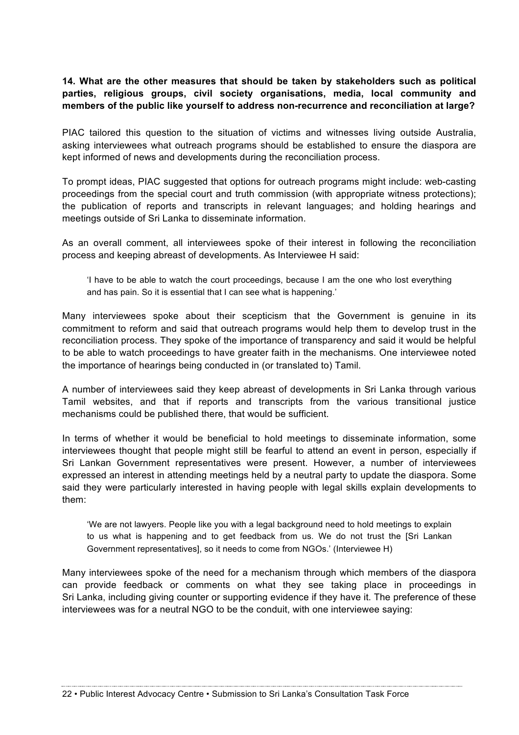**14. What are the other measures that should be taken by stakeholders such as political parties, religious groups, civil society organisations, media, local community and members of the public like yourself to address non-recurrence and reconciliation at large?**

PIAC tailored this question to the situation of victims and witnesses living outside Australia, asking interviewees what outreach programs should be established to ensure the diaspora are kept informed of news and developments during the reconciliation process.

To prompt ideas, PIAC suggested that options for outreach programs might include: web-casting proceedings from the special court and truth commission (with appropriate witness protections); the publication of reports and transcripts in relevant languages; and holding hearings and meetings outside of Sri Lanka to disseminate information.

As an overall comment, all interviewees spoke of their interest in following the reconciliation process and keeping abreast of developments. As Interviewee H said:

> 'I have to be able to watch the court proceedings, because I am the one who lost everything and has pain. So it is essential that I can see what is happening.'

Many interviewees spoke about their scepticism that the Government is genuine in its commitment to reform and said that outreach programs would help them to develop trust in the reconciliation process. They spoke of the importance of transparency and said it would be helpful to be able to watch proceedings to have greater faith in the mechanisms. One interviewee noted the importance of hearings being conducted in (or translated to) Tamil.

A number of interviewees said they keep abreast of developments in Sri Lanka through various Tamil websites, and that if reports and transcripts from the various transitional justice mechanisms could be published there, that would be sufficient.

In terms of whether it would be beneficial to hold meetings to disseminate information, some interviewees thought that people might still be fearful to attend an event in person, especially if Sri Lankan Government representatives were present. However, a number of interviewees expressed an interest in attending meetings held by a neutral party to update the diaspora. Some said they were particularly interested in having people with legal skills explain developments to them:

> 'We are not lawyers. People like you with a legal background need to hold meetings to explain to us what is happening and to get feedback from us. We do not trust the [Sri Lankan Government representatives], so it needs to come from NGOs.' (Interviewee H)

Many interviewees spoke of the need for a mechanism through which members of the diaspora can provide feedback or comments on what they see taking place in proceedings in Sri Lanka, including giving counter or supporting evidence if they have it. The preference of these interviewees was for a neutral NGO to be the conduit, with one interviewee saying: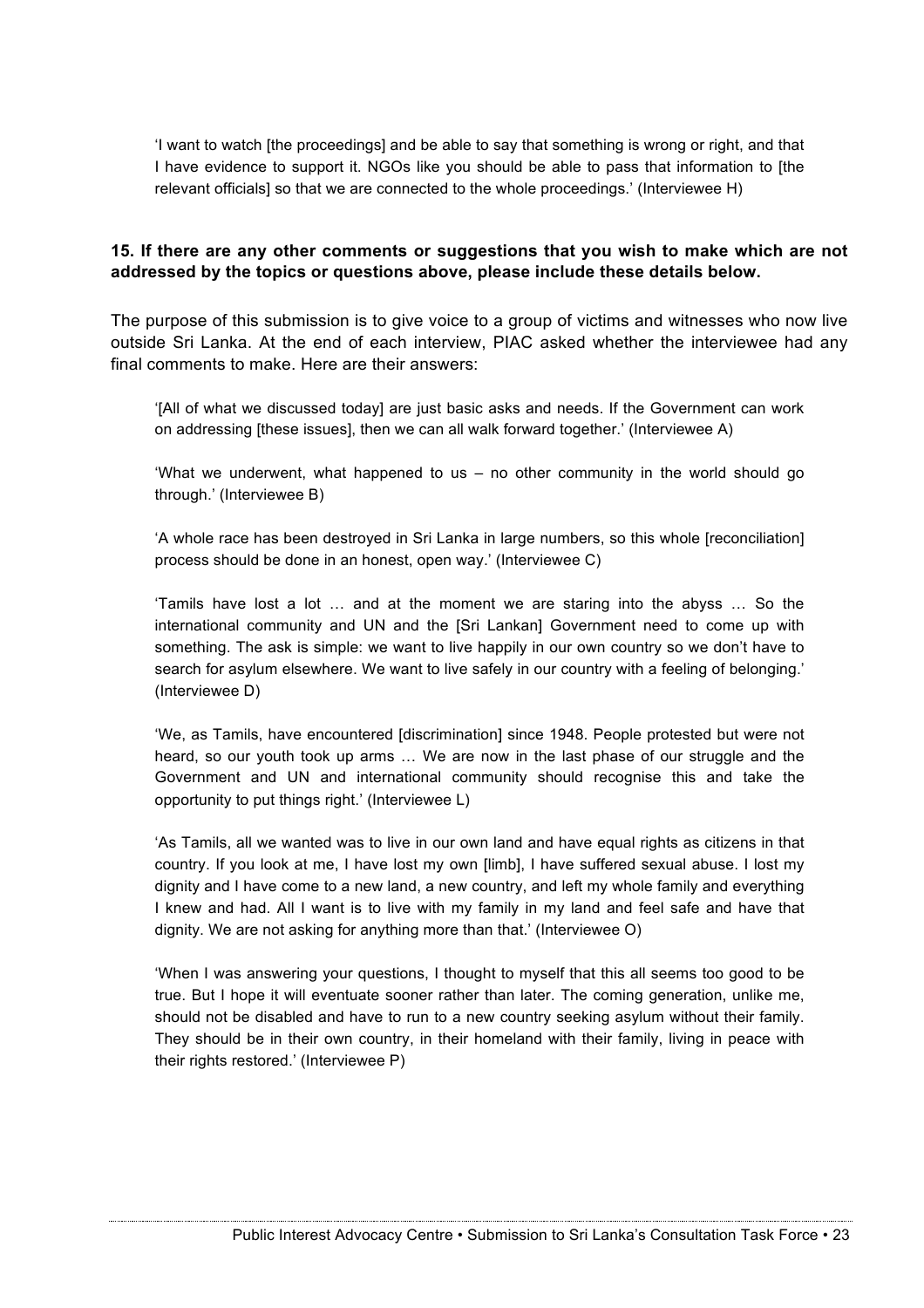> 'I want to watch [the proceedings] and be able to say that something is wrong or right, and that I have evidence to support it. NGOs like you should be able to pass that information to [the relevant officials] so that we are connected to the whole proceedings.' (Interviewee H)

**15. If there are any other comments or suggestions that you wish to make which are not addressed by the topics or questions above, please include these details below.**

The purpose of this submission is to give voice to a group of victims and witnesses who now live outside Sri Lanka. At the end of each interview, PIAC asked whether the interviewee had any final comments to make. Here are their answers:

> '[All of what we discussed today] are just basic asks and needs. If the Government can work on addressing [these issues], then we can all walk forward together.' (Interviewee A)

> 'What we underwent, what happened to us – no other community in the world should go through.' (Interviewee B)

> 'A whole race has been destroyed in Sri Lanka in large numbers, so this whole [reconciliation] process should be done in an honest, open way.' (Interviewee C)

> 'Tamils have lost a lot … and at the moment we are staring into the abyss … So the international community and UN and the [Sri Lankan] Government need to come up with something. The ask is simple: we want to live happily in our own country so we don't have to search for asylum elsewhere. We want to live safely in our country with a feeling of belonging.' (Interviewee D)

> 'We, as Tamils, have encountered [discrimination] since 1948. People protested but were not heard, so our youth took up arms … We are now in the last phase of our struggle and the Government and UN and international community should recognise this and take the opportunity to put things right.' (Interviewee L)

> 'As Tamils, all we wanted was to live in our own land and have equal rights as citizens in that country. If you look at me, I have lost my own [limb], I have suffered sexual abuse. I lost my dignity and I have come to a new land, a new country, and left my whole family and everything I knew and had. All I want is to live with my family in my land and feel safe and have that dignity. We are not asking for anything more than that.' (Interviewee O)

> 'When I was answering your questions, I thought to myself that this all seems too good to be true. But I hope it will eventuate sooner rather than later. The coming generation, unlike me, should not be disabled and have to run to a new country seeking asylum without their family. They should be in their own country, in their homeland with their family, living in peace with their rights restored.' (Interviewee P)